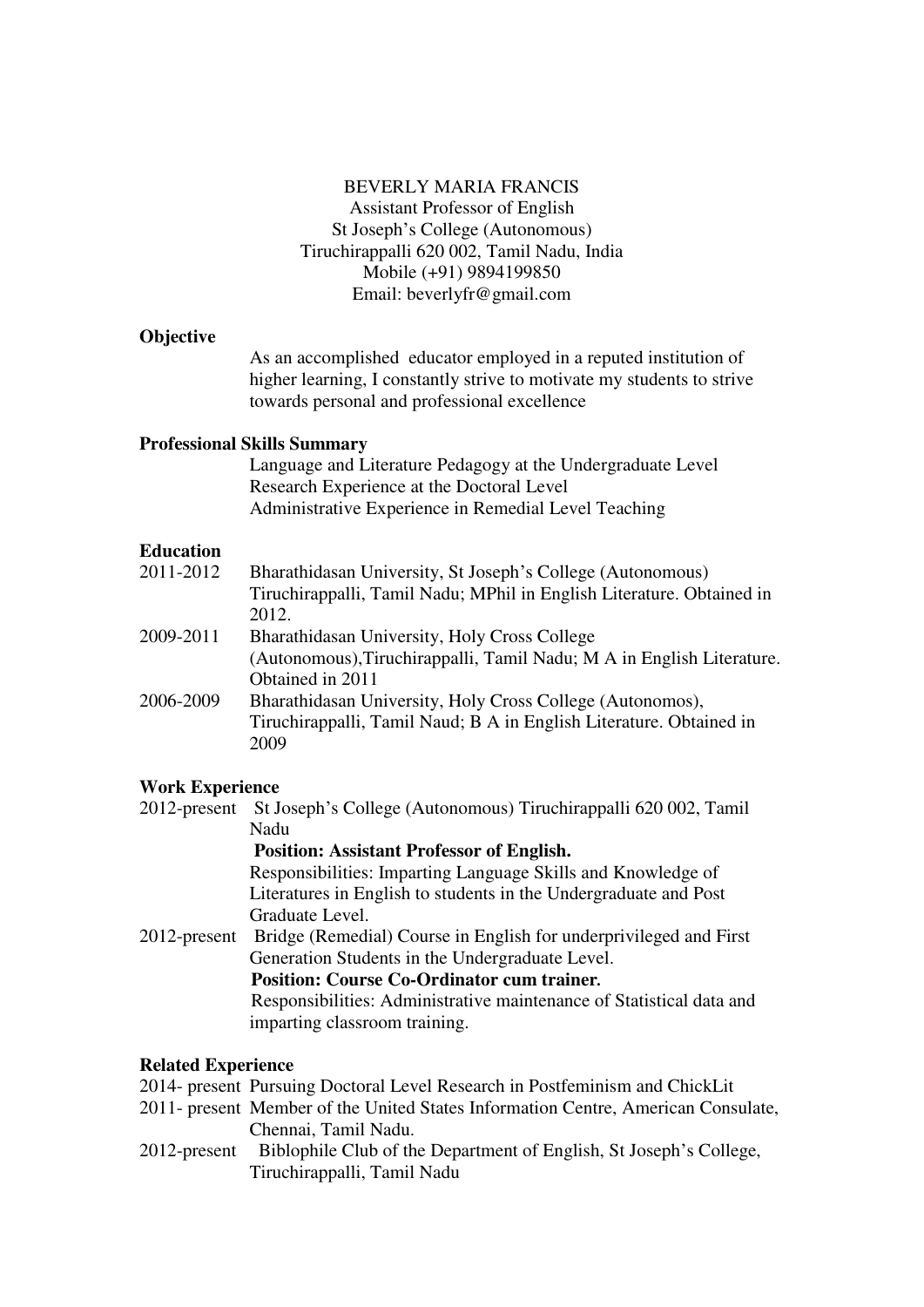BEVERLY MARIA FRANCIS
Assistant Professor of English
St Joseph's College (Autonomous)
Tiruchirappalli 620 002, Tamil Nadu, India
Mobile (+91) 9894199850
Email: beverlyfr@gmail.com

**Objective**

As an accomplished educator employed in a reputed institution of higher learning, I constantly strive to motivate my students to strive towards personal and professional excellence

**Professional Skills Summary**

Language and Literature Pedagogy at the Undergraduate Level
Research Experience at the Doctoral Level
Administrative Experience in Remedial Level Teaching

**Education**

2011-2012 Bharathidasan University, St Joseph's College (Autonomous) Tiruchirappalli, Tamil Nadu; MPhil in English Literature. Obtained in 2012.

2009-2011 Bharathidasan University, Holy Cross College (Autonomous),Tiruchirappalli, Tamil Nadu; M A in English Literature. Obtained in 2011

2006-2009 Bharathidasan University, Holy Cross College (Autonomos), Tiruchirappalli, Tamil Naud; B A in English Literature. Obtained in 2009

**Work Experience**

2012-present St Joseph's College (Autonomous) Tiruchirappalli 620 002, Tamil Nadu

**Position: Assistant Professor of English.**

Responsibilities: Imparting Language Skills and Knowledge of Literatures in English to students in the Undergraduate and Post Graduate Level.

2012-present Bridge (Remedial) Course in English for underprivileged and First Generation Students in the Undergraduate Level.

**Position: Course Co-Ordinator cum trainer.**

Responsibilities: Administrative maintenance of Statistical data and imparting classroom training.

**Related Experience**

2014- present Pursuing Doctoral Level Research in Postfeminism and ChickLit

2011- present Member of the United States Information Centre, American Consulate, Chennai, Tamil Nadu.

2012-present Biblophile Club of the Department of English, St Joseph's College, Tiruchirappalli, Tamil Nadu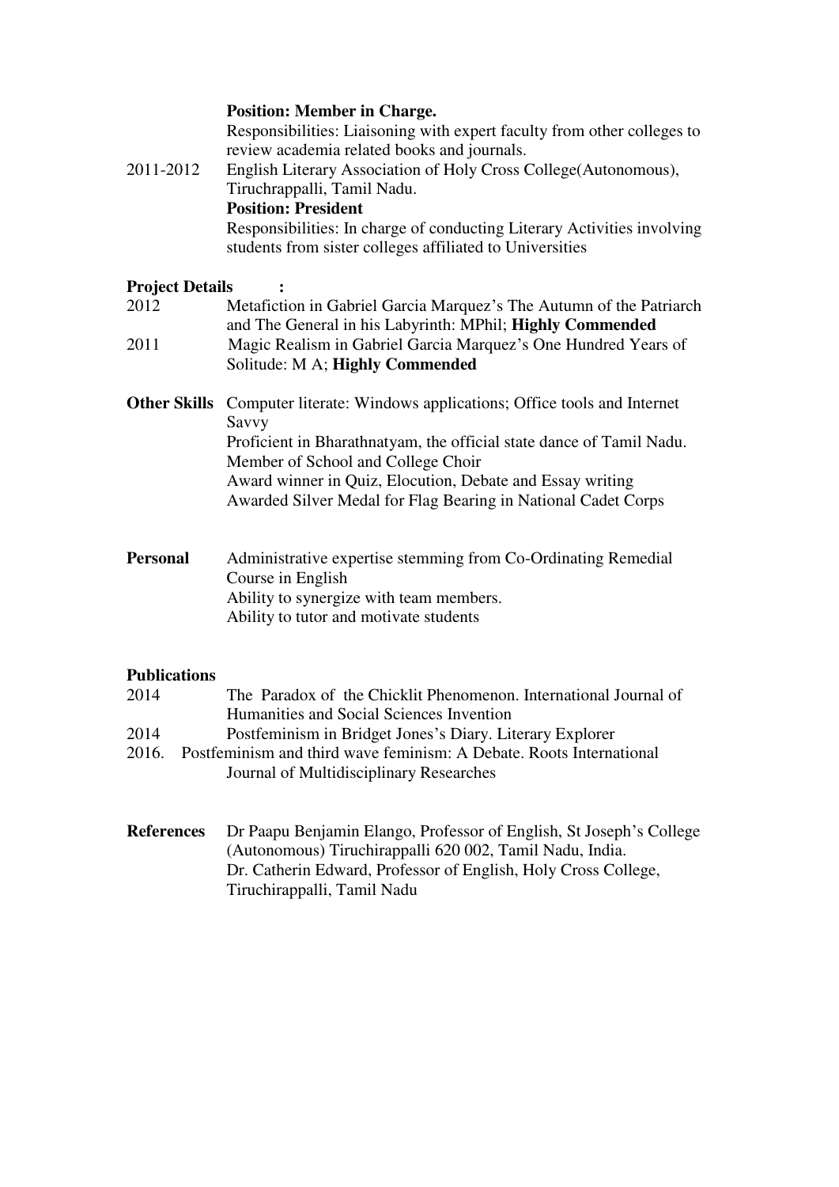**Position: Member in Charge.**
Responsibilities: Liaisoning with expert faculty from other colleges to review academia related books and journals.

2011-2012 English Literary Association of Holy Cross College(Autonomous), Tiruchrappalli, Tamil Nadu.
**Position: President**
Responsibilities: In charge of conducting Literary Activities involving students from sister colleges affiliated to Universities

**Project Details :**

2012 Metafiction in Gabriel Garcia Marquez's The Autumn of the Patriarch and The General in his Labyrinth: MPhil; **Highly Commended**

2011 Magic Realism in Gabriel Garcia Marquez's One Hundred Years of Solitude: M A; **Highly Commended**

**Other Skills** Computer literate: Windows applications; Office tools and Internet Savvy
Proficient in Bharathnatyam, the official state dance of Tamil Nadu.
Member of School and College Choir
Award winner in Quiz, Elocution, Debate and Essay writing
Awarded Silver Medal for Flag Bearing in National Cadet Corps

**Personal** Administrative expertise stemming from Co-Ordinating Remedial Course in English
Ability to synergize with team members.
Ability to tutor and motivate students

**Publications**

2014 The Paradox of the Chicklit Phenomenon. International Journal of Humanities and Social Sciences Invention

2014 Postfeminism in Bridget Jones's Diary. Literary Explorer

2016. Postfeminism and third wave feminism: A Debate. Roots International Journal of Multidisciplinary Researches

**References** Dr Paapu Benjamin Elango, Professor of English, St Joseph's College (Autonomous) Tiruchirappalli 620 002, Tamil Nadu, India.
Dr. Catherin Edward, Professor of English, Holy Cross College, Tiruchirappalli, Tamil Nadu